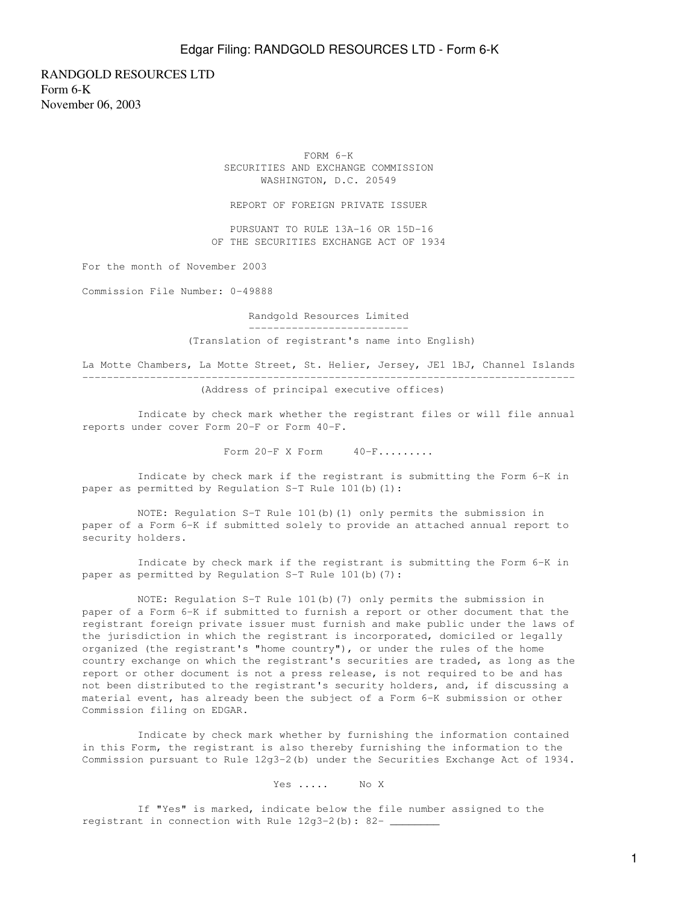RANDGOLD RESOURCES LTD
Form 6-K
November 06, 2003

FORM 6-K
SECURITIES AND EXCHANGE COMMISSION
WASHINGTON, D.C. 20549

REPORT OF FOREIGN PRIVATE ISSUER

PURSUANT TO RULE 13A-16 OR 15D-16
OF THE SECURITIES EXCHANGE ACT OF 1934

For the month of November 2003

Commission File Number: 0-49888

Randgold Resources Limited

(Translation of registrant's name into English)

La Motte Chambers, La Motte Street, St. Helier, Jersey, JE1 1BJ, Channel Islands

(Address of principal executive offices)

Indicate by check mark whether the registrant files or will file annual reports under cover Form 20-F or Form 40-F.

Form 20-F X Form 40-F.........

Indicate by check mark if the registrant is submitting the Form 6-K in paper as permitted by Regulation S-T Rule 101(b)(1):

NOTE: Regulation S-T Rule 101(b)(1) only permits the submission in paper of a Form 6-K if submitted solely to provide an attached annual report to security holders.

Indicate by check mark if the registrant is submitting the Form 6-K in paper as permitted by Regulation S-T Rule 101(b)(7):

NOTE: Regulation S-T Rule 101(b)(7) only permits the submission in paper of a Form 6-K if submitted to furnish a report or other document that the registrant foreign private issuer must furnish and make public under the laws of the jurisdiction in which the registrant is incorporated, domiciled or legally organized (the registrant's "home country"), or under the rules of the home country exchange on which the registrant's securities are traded, as long as the report or other document is not a press release, is not required to be and has not been distributed to the registrant's security holders, and, if discussing a material event, has already been the subject of a Form 6-K submission or other Commission filing on EDGAR.

Indicate by check mark whether by furnishing the information contained in this Form, the registrant is also thereby furnishing the information to the Commission pursuant to Rule 12g3-2(b) under the Securities Exchange Act of 1934.

Yes ..... No X

If "Yes" is marked, indicate below the file number assigned to the registrant in connection with Rule 12g3-2(b): 82- ________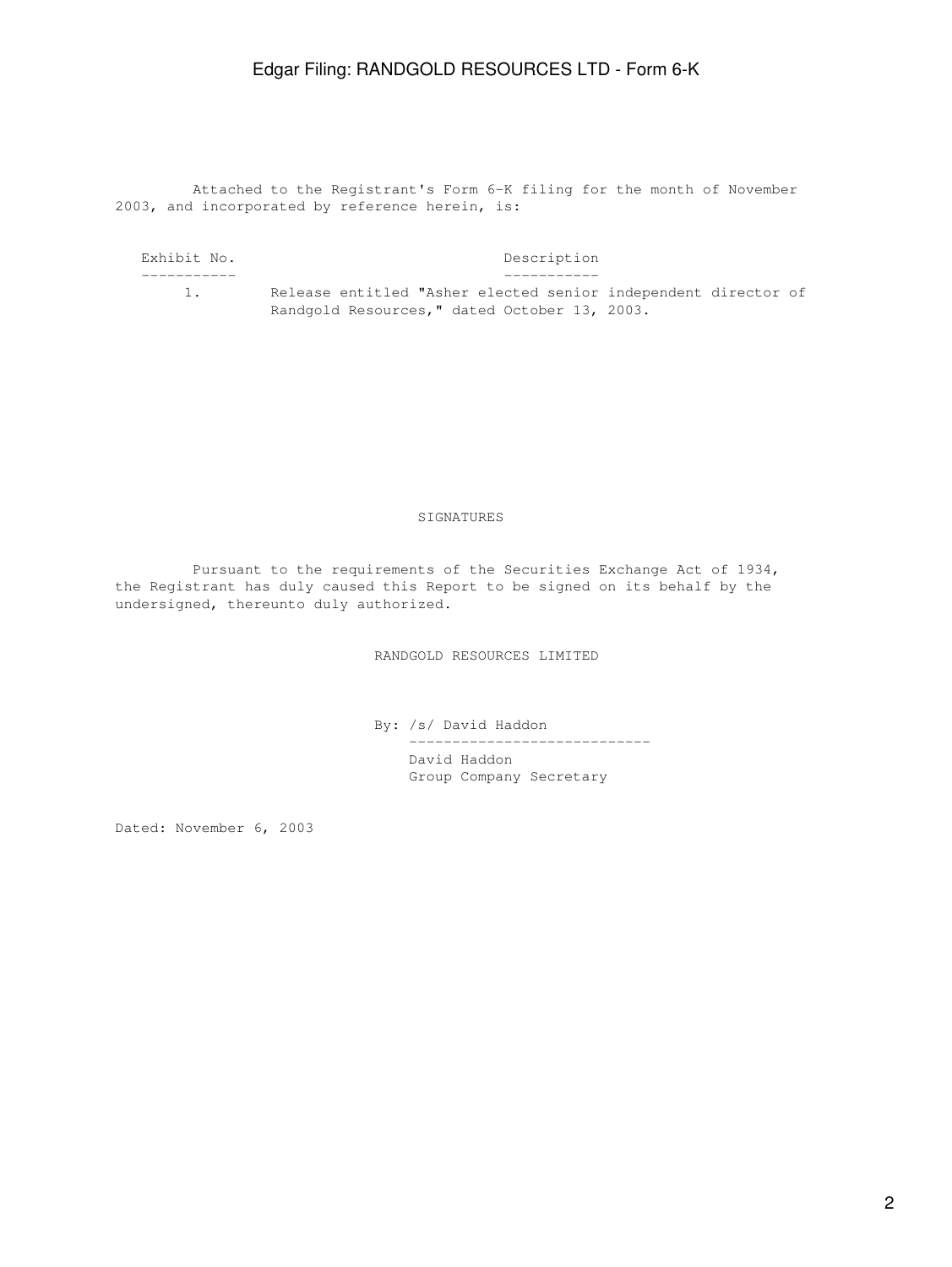Attached to the Registrant's Form 6-K filing for the month of November 2003, and incorporated by reference herein, is:

| Exhibit No. | Description |
| --- | --- |
| 1. | Release entitled "Asher elected senior independent director of Randgold Resources," dated October 13, 2003. |

SIGNATURES

Pursuant to the requirements of the Securities Exchange Act of 1934, the Registrant has duly caused this Report to be signed on its behalf by the undersigned, thereunto duly authorized.

RANDGOLD RESOURCES LIMITED

By: /s/ David Haddon

David Haddon
Group Company Secretary

Dated: November 6, 2003